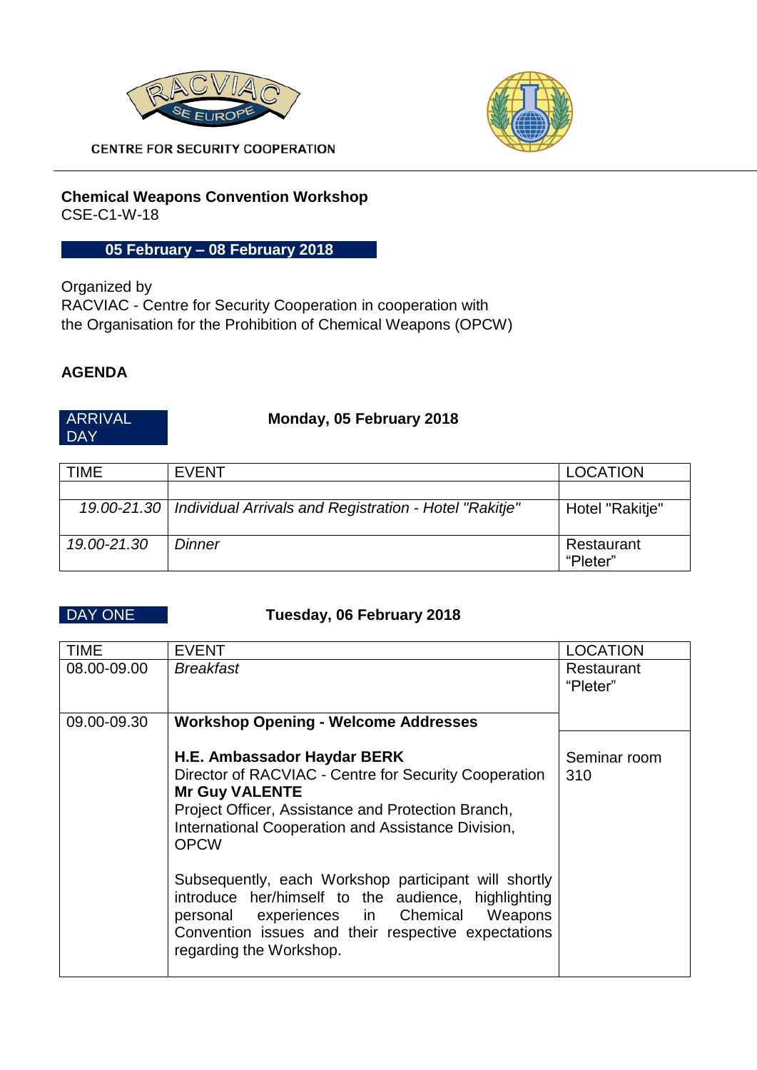CENTRE FOR SECURITY COOPERATION

**Chemical Weapons Convention Workshop**
CSE-C1-W-18

**05 February – 08 February 2018**

Organized by
RACVIAC - Centre for Security Cooperation in cooperation with
the Organisation for the Prohibition of Chemical Weapons (OPCW)

## AGENDA

ARRIVAL DAY — **Monday, 05 February 2018**

| TIME | EVENT | LOCATION |
|---|---|---|
| | | |
| *19.00-21.30* | *Individual Arrivals and Registration - Hotel "Rakitje"* | Hotel "Rakitje" |
| *19.00-21.30* | *Dinner* | Restaurant “Pleter” |

DAY ONE — **Tuesday, 06 February 2018**

| TIME | EVENT | LOCATION |
|---|---|---|
| 08.00-09.00 | *Breakfast* | Restaurant “Pleter” |
| 09.00-09.30 | **Workshop Opening - Welcome Addresses**<br><br>**H.E. Ambassador Haydar BERK**<br>Director of RACVIAC - Centre for Security Cooperation<br>**Mr Guy VALENTE**<br>Project Officer, Assistance and Protection Branch, International Cooperation and Assistance Division, OPCW<br><br>Subsequently, each Workshop participant will shortly introduce her/himself to the audience, highlighting personal experiences in Chemical Weapons Convention issues and their respective expectations regarding the Workshop. | Seminar room 310 |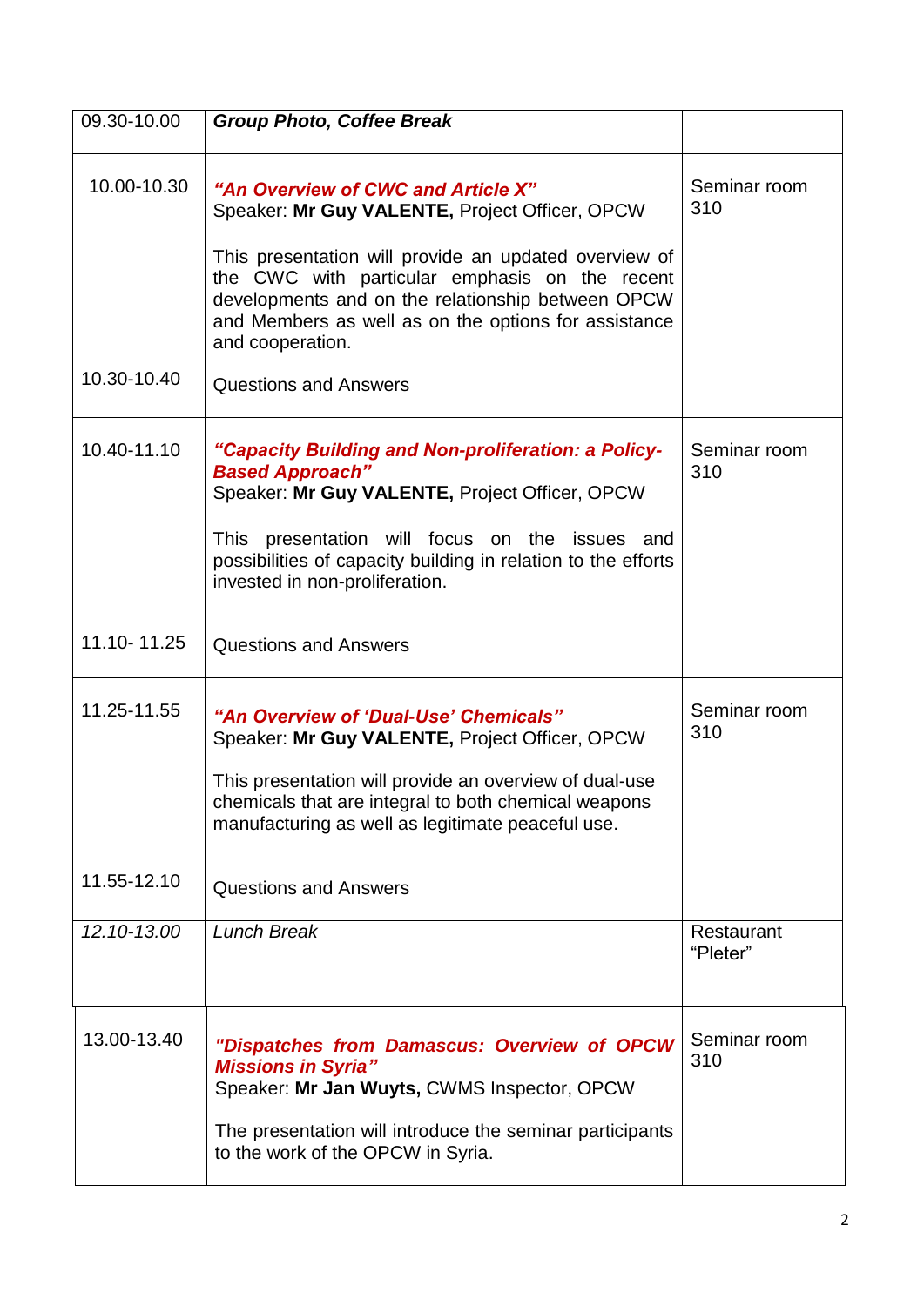| | | |
|---|---|---|
| 09.30-10.00 | ***Group Photo, Coffee Break*** | |
| 10.00-10.30<br><br>10.30-10.40 | ***"An Overview of CWC and Article X"***<br>Speaker: **Mr Guy VALENTE,** Project Officer, OPCW<br><br>This presentation will provide an updated overview of the CWC with particular emphasis on the recent developments and on the relationship between OPCW and Members as well as on the options for assistance and cooperation.<br><br>Questions and Answers | Seminar room 310 |
| 10.40-11.10<br><br>11.10- 11.25 | ***"Capacity Building and Non-proliferation: a Policy-Based Approach"***<br>Speaker: **Mr Guy VALENTE,** Project Officer, OPCW<br><br>This presentation will focus on the issues and possibilities of capacity building in relation to the efforts invested in non-proliferation.<br><br>Questions and Answers | Seminar room 310 |
| 11.25-11.55<br><br>11.55-12.10 | ***"An Overview of 'Dual-Use' Chemicals"***<br>Speaker: **Mr Guy VALENTE,** Project Officer, OPCW<br><br>This presentation will provide an overview of dual-use chemicals that are integral to both chemical weapons manufacturing as well as legitimate peaceful use.<br><br>Questions and Answers | Seminar room 310 |
| *12.10-13.00* | *Lunch Break* | Restaurant "Pleter" |
| 13.00-13.40 | ***"Dispatches from Damascus: Overview of OPCW Missions in Syria"***<br>Speaker: **Mr Jan Wuyts,** CWMS Inspector, OPCW<br><br>The presentation will introduce the seminar participants to the work of the OPCW in Syria. | Seminar room 310 |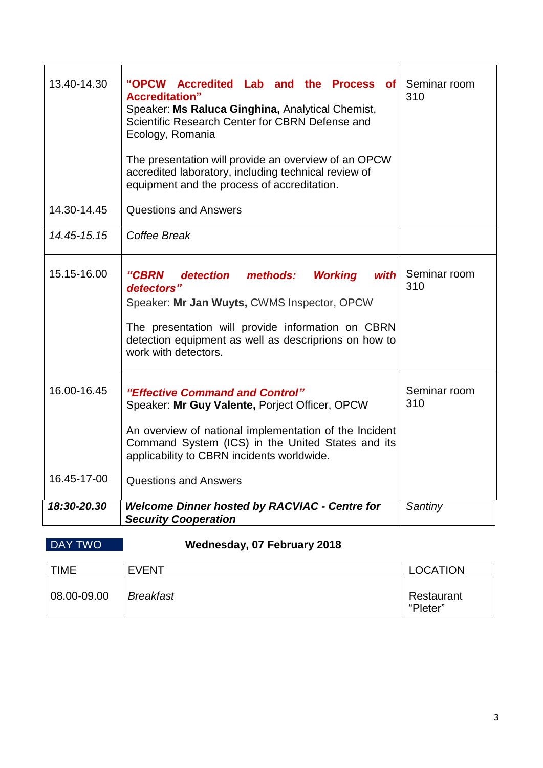| | | |
|---|---|---|
| 13.40-14.30 | **"OPCW Accredited Lab and the Process of Accreditation"**<br>Speaker: **Ms Raluca Ginghina,** Analytical Chemist, Scientific Research Center for CBRN Defense and Ecology, Romania<br><br>The presentation will provide an overview of an OPCW accredited laboratory, including technical review of equipment and the process of accreditation. | Seminar room 310 |
| 14.30-14.45 | Questions and Answers | |
| *14.45-15.15* | *Coffee Break* | |
| 15.15-16.00 | ***"CBRN detection methods: Working with detectors"***<br>Speaker: **Mr Jan Wuyts,** CWMS Inspector, OPCW<br><br>The presentation will provide information on CBRN detection equipment as well as descriprions on how to work with detectors. | Seminar room 310 |
| 16.00-16.45 | ***"Effective Command and Control"***<br>Speaker: **Mr Guy Valente,** Porject Officer, OPCW<br><br>An overview of national implementation of the Incident Command System (ICS) in the United States and its applicability to CBRN incidents worldwide. | Seminar room 310 |
| 16.45-17-00 | Questions and Answers | |
| ***18:30-20.30*** | ***Welcome Dinner hosted by RACVIAC - Centre for Security Cooperation*** | *Santiny* |

DAY TWO **Wednesday, 07 February 2018**

| TIME | EVENT | LOCATION |
|---|---|---|
| 08.00-09.00 | *Breakfast* | Restaurant "Pleter" |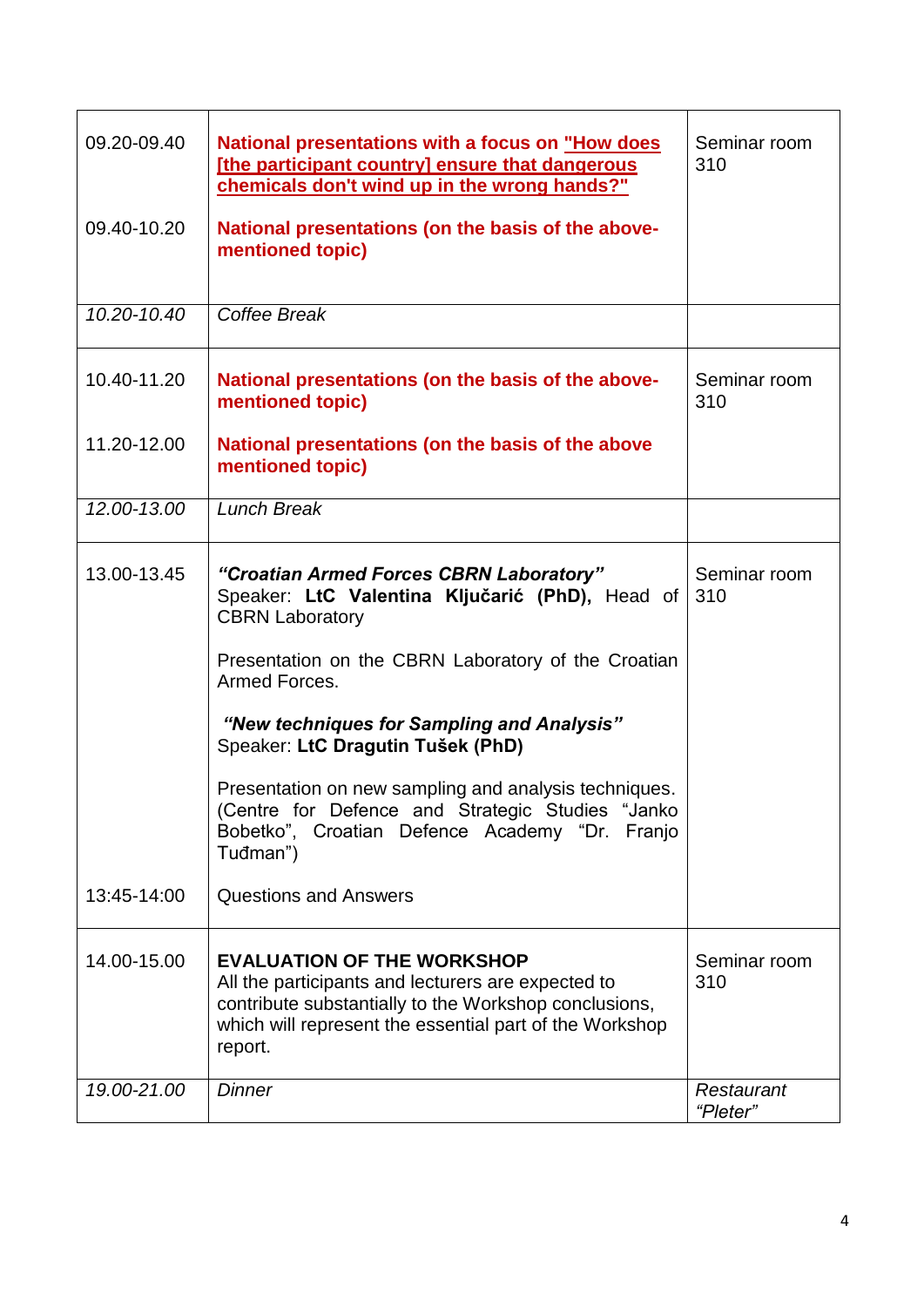| | | |
|---|---|---|
| 09.20-09.40<br><br>09.40-10.20 | **National presentations with a focus on "How does [the participant country] ensure that dangerous chemicals don't wind up in the wrong hands?"**<br><br>**National presentations (on the basis of the above-mentioned topic)** | Seminar room 310 |
| *10.20-10.40* | *Coffee Break* | |
| 10.40-11.20<br><br>11.20-12.00 | **National presentations (on the basis of the above-mentioned topic)**<br><br>**National presentations (on the basis of the above mentioned topic)** | Seminar room 310 |
| *12.00-13.00* | *Lunch Break* | |
| 13.00-13.45<br><br><br><br><br><br><br><br>13:45-14:00 | ***"Croatian Armed Forces CBRN Laboratory"***<br>Speaker: **LtC Valentina Ključarić (PhD),** Head of CBRN Laboratory<br><br>Presentation on the CBRN Laboratory of the Croatian Armed Forces.<br><br>***"New techniques for Sampling and Analysis"***<br>Speaker: **LtC Dragutin Tušek (PhD)**<br><br>Presentation on new sampling and analysis techniques. (Centre for Defence and Strategic Studies "Janko Bobetko", Croatian Defence Academy "Dr. Franjo Tuđman")<br><br>Questions and Answers | Seminar room 310 |
| 14.00-15.00 | **EVALUATION OF THE WORKSHOP**<br>All the participants and lecturers are expected to contribute substantially to the Workshop conclusions, which will represent the essential part of the Workshop report. | Seminar room 310 |
| *19.00-21.00* | *Dinner* | *Restaurant "Pleter"* |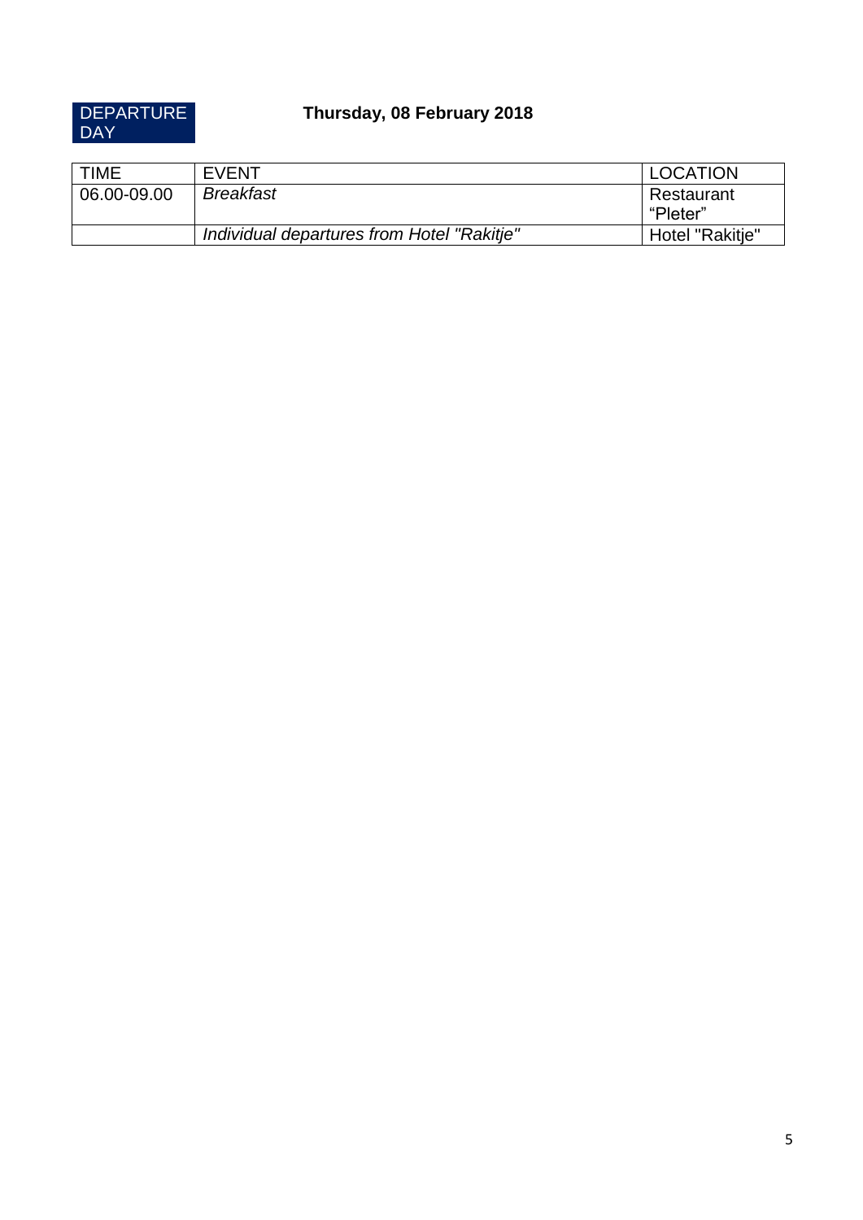DEPARTURE DAY

**Thursday, 08 February 2018**

| TIME | EVENT | LOCATION |
| --- | --- | --- |
| 06.00-09.00 | *Breakfast* | Restaurant “Pleter” |
| | *Individual departures from Hotel "Rakitje"* | Hotel "Rakitje" |